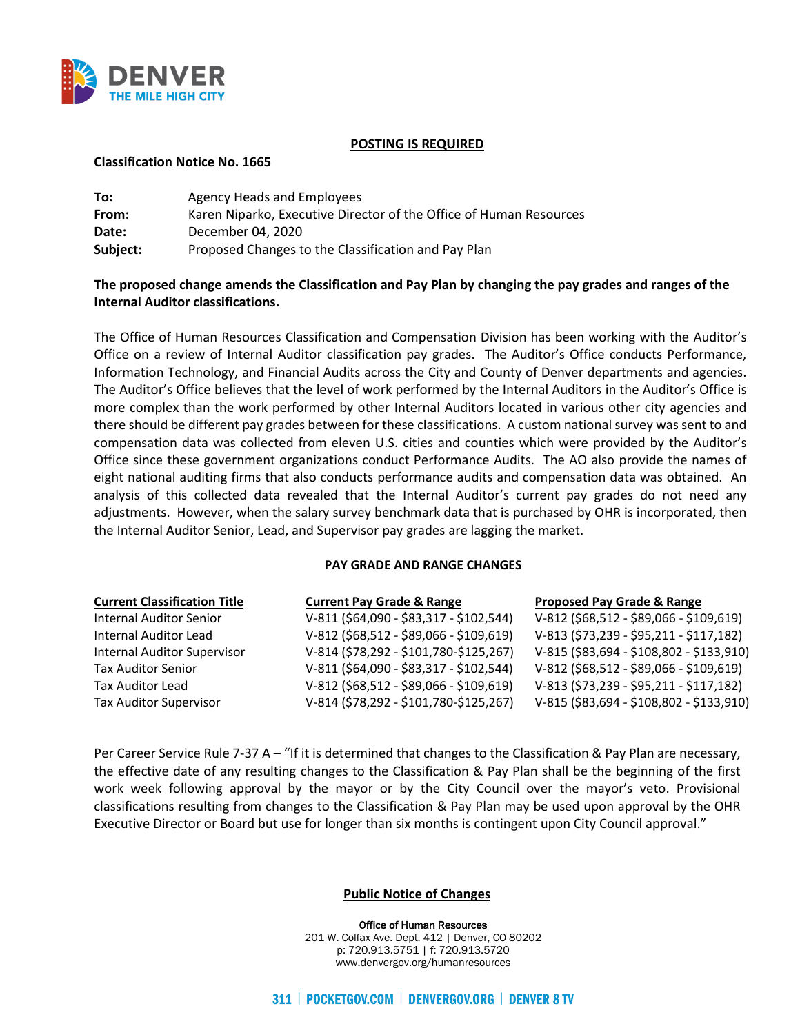DENVER
THE MILE HIGH CITY

**POSTING IS REQUIRED**

**Classification Notice No. 1665**

**To:** Agency Heads and Employees
**From:** Karen Niparko, Executive Director of the Office of Human Resources
**Date:** December 04, 2020
**Subject:** Proposed Changes to the Classification and Pay Plan

**The proposed change amends the Classification and Pay Plan by changing the pay grades and ranges of the Internal Auditor classifications.**

The Office of Human Resources Classification and Compensation Division has been working with the Auditor's Office on a review of Internal Auditor classification pay grades. The Auditor's Office conducts Performance, Information Technology, and Financial Audits across the City and County of Denver departments and agencies. The Auditor's Office believes that the level of work performed by the Internal Auditors in the Auditor's Office is more complex than the work performed by other Internal Auditors located in various other city agencies and there should be different pay grades between for these classifications. A custom national survey was sent to and compensation data was collected from eleven U.S. cities and counties which were provided by the Auditor's Office since these government organizations conduct Performance Audits. The AO also provide the names of eight national auditing firms that also conducts performance audits and compensation data was obtained. An analysis of this collected data revealed that the Internal Auditor's current pay grades do not need any adjustments. However, when the salary survey benchmark data that is purchased by OHR is incorporated, then the Internal Auditor Senior, Lead, and Supervisor pay grades are lagging the market.

**PAY GRADE AND RANGE CHANGES**

| Current Classification Title | Current Pay Grade & Range | Proposed Pay Grade & Range |
|---|---|---|
| Internal Auditor Senior | V-811 ($64,090 - $83,317 - $102,544) | V-812 ($68,512 - $89,066 - $109,619) |
| Internal Auditor Lead | V-812 ($68,512 - $89,066 - $109,619) | V-813 ($73,239 - $95,211 - $117,182) |
| Internal Auditor Supervisor | V-814 ($78,292 - $101,780-$125,267) | V-815 ($83,694 - $108,802 - $133,910) |
| Tax Auditor Senior | V-811 ($64,090 - $83,317 - $102,544) | V-812 ($68,512 - $89,066 - $109,619) |
| Tax Auditor Lead | V-812 ($68,512 - $89,066 - $109,619) | V-813 ($73,239 - $95,211 - $117,182) |
| Tax Auditor Supervisor | V-814 ($78,292 - $101,780-$125,267) | V-815 ($83,694 - $108,802 - $133,910) |

Per Career Service Rule 7-37 A – "If it is determined that changes to the Classification & Pay Plan are necessary, the effective date of any resulting changes to the Classification & Pay Plan shall be the beginning of the first work week following approval by the mayor or by the City Council over the mayor's veto. Provisional classifications resulting from changes to the Classification & Pay Plan may be used upon approval by the OHR Executive Director or Board but use for longer than six months is contingent upon City Council approval."

**Public Notice of Changes**

Office of Human Resources
201 W. Colfax Ave. Dept. 412 | Denver, CO 80202
p: 720.913.5751 | f: 720.913.5720
www.denvergov.org/humanresources

311 | POCKETGOV.COM | DENVERGOV.ORG | DENVER 8 TV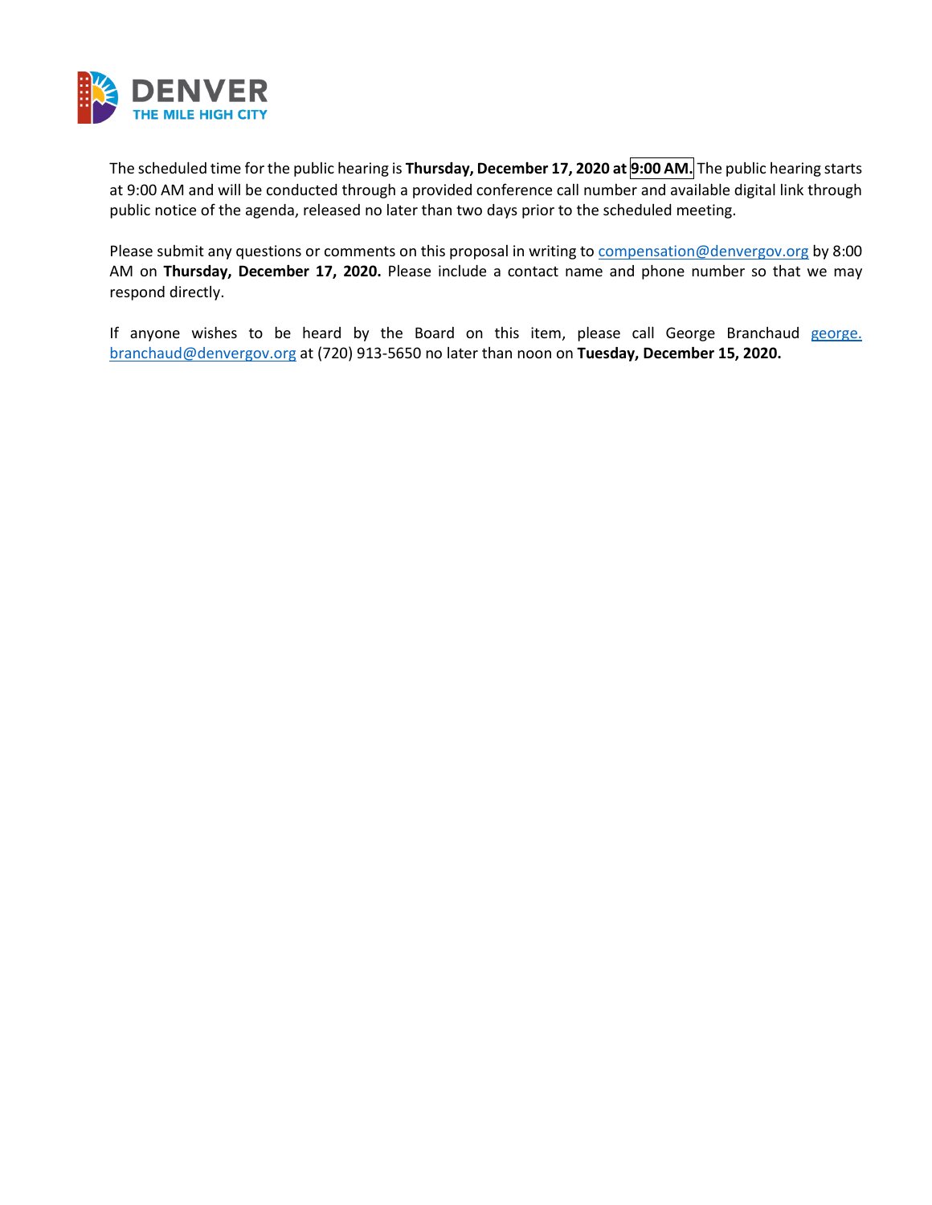The scheduled time for the public hearing is **Thursday, December 17, 2020 at 9:00 AM.** The public hearing starts at 9:00 AM and will be conducted through a provided conference call number and available digital link through public notice of the agenda, released no later than two days prior to the scheduled meeting.

Please submit any questions or comments on this proposal in writing to compensation@denvergov.org by 8:00 AM on **Thursday, December 17, 2020.** Please include a contact name and phone number so that we may respond directly.

If anyone wishes to be heard by the Board on this item, please call George Branchaud george.branchaud@denvergov.org at (720) 913-5650 no later than noon on **Tuesday, December 15, 2020.**